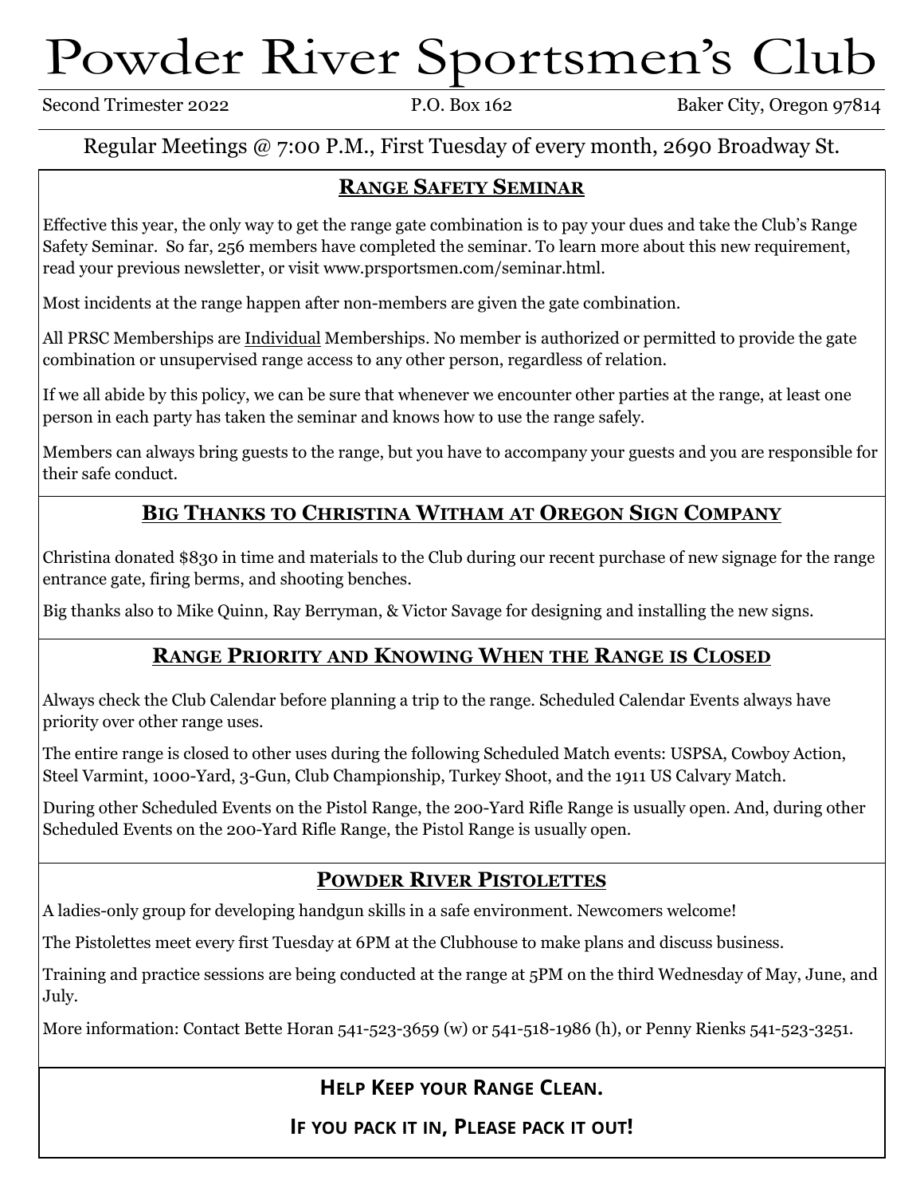# Powder River Sportsmen's Club

Second Trimester 2022 P.O. Box 162 Baker City, Oregon 97814

Regular Meetings @ 7:00 P.M., First Tuesday of every month, 2690 Broadway St.

## Range Safety Seminar

Effective this year, the only way to get the range gate combination is to pay your dues and take the Club's Range Safety Seminar. So far, 256 members have completed the seminar. To learn more about this new requirement, read your previous newsletter, or visit www.prsportsmen.com/seminar.html.

Most incidents at the range happen after non-members are given the gate combination.

All PRSC Memberships are Individual Memberships. No member is authorized or permitted to provide the gate combination or unsupervised range access to any other person, regardless of relation.

If we all abide by this policy, we can be sure that whenever we encounter other parties at the range, at least one person in each party has taken the seminar and knows how to use the range safely.

Members can always bring guests to the range, but you have to accompany your guests and you are responsible for their safe conduct.

## Big Thanks to Christina Witham at Oregon Sign Company

Christina donated $830 in time and materials to the Club during our recent purchase of new signage for the range entrance gate, firing berms, and shooting benches.

Big thanks also to Mike Quinn, Ray Berryman, & Victor Savage for designing and installing the new signs.

## Range Priority and Knowing When the Range is Closed

Always check the Club Calendar before planning a trip to the range. Scheduled Calendar Events always have priority over other range uses.

The entire range is closed to other uses during the following Scheduled Match events: USPSA, Cowboy Action, Steel Varmint, 1000-Yard, 3-Gun, Club Championship, Turkey Shoot, and the 1911 US Calvary Match.

During other Scheduled Events on the Pistol Range, the 200-Yard Rifle Range is usually open. And, during other Scheduled Events on the 200-Yard Rifle Range, the Pistol Range is usually open.

## Powder River Pistolettes

A ladies-only group for developing handgun skills in a safe environment. Newcomers welcome!

The Pistolettes meet every first Tuesday at 6PM at the Clubhouse to make plans and discuss business.

Training and practice sessions are being conducted at the range at 5PM on the third Wednesday of May, June, and July.

More information: Contact Bette Horan 541-523-3659 (w) or 541-518-1986 (h), or Penny Rienks 541-523-3251.

**Help Keep your Range Clean.**

**If you pack it in, Please pack it out!**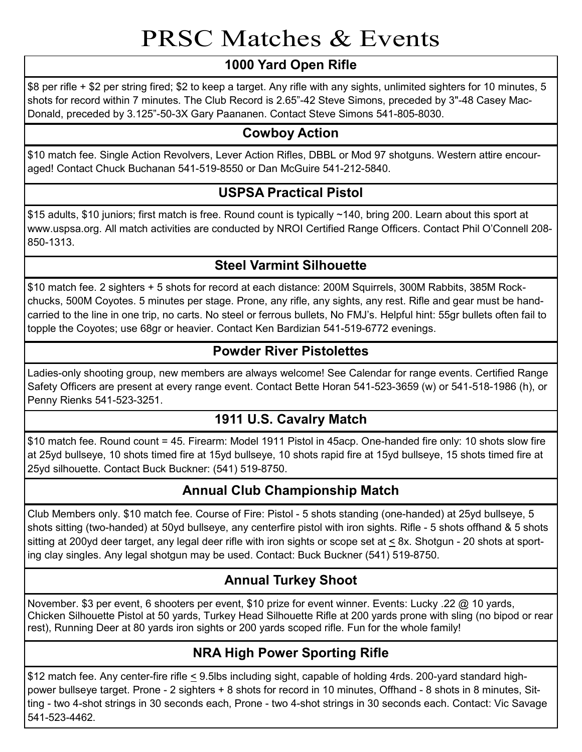# PRSC Matches & Events

## 1000 Yard Open Rifle

$8 per rifle + $2 per string fired; $2 to keep a target. Any rifle with any sights, unlimited sighters for 10 minutes, 5 shots for record within 7 minutes. The Club Record is 2.65"-42 Steve Simons, preceded by 3"-48 Casey MacDonald, preceded by 3.125"-50-3X Gary Paananen. Contact Steve Simons 541-805-8030.

## Cowboy Action

$10 match fee. Single Action Revolvers, Lever Action Rifles, DBBL or Mod 97 shotguns. Western attire encouraged! Contact Chuck Buchanan 541-519-8550 or Dan McGuire 541-212-5840.

## USPSA Practical Pistol

$15 adults, $10 juniors; first match is free. Round count is typically ~140, bring 200. Learn about this sport at www.uspsa.org. All match activities are conducted by NROI Certified Range Officers. Contact Phil O'Connell 208-850-1313.

## Steel Varmint Silhouette

$10 match fee. 2 sighters + 5 shots for record at each distance: 200M Squirrels, 300M Rabbits, 385M Rockchucks, 500M Coyotes. 5 minutes per stage. Prone, any rifle, any sights, any rest. Rifle and gear must be hand-carried to the line in one trip, no carts. No steel or ferrous bullets, No FMJ's. Helpful hint: 55gr bullets often fail to topple the Coyotes; use 68gr or heavier. Contact Ken Bardizian 541-519-6772 evenings.

## Powder River Pistolettes

Ladies-only shooting group, new members are always welcome! See Calendar for range events. Certified Range Safety Officers are present at every range event. Contact Bette Horan 541-523-3659 (w) or 541-518-1986 (h), or Penny Rienks 541-523-3251.

## 1911 U.S. Cavalry Match

$10 match fee. Round count = 45. Firearm: Model 1911 Pistol in 45acp. One-handed fire only: 10 shots slow fire at 25yd bullseye, 10 shots timed fire at 15yd bullseye, 10 shots rapid fire at 15yd bullseye, 15 shots timed fire at 25yd silhouette. Contact Buck Buckner: (541) 519-8750.

## Annual Club Championship Match

Club Members only. $10 match fee. Course of Fire: Pistol - 5 shots standing (one-handed) at 25yd bullseye, 5 shots sitting (two-handed) at 50yd bullseye, any centerfire pistol with iron sights. Rifle - 5 shots offhand & 5 shots sitting at 200yd deer target, any legal deer rifle with iron sights or scope set at ≤ 8x. Shotgun - 20 shots at sporting clay singles. Any legal shotgun may be used. Contact: Buck Buckner (541) 519-8750.

## Annual Turkey Shoot

November. $3 per event, 6 shooters per event, $10 prize for event winner. Events: Lucky .22 @ 10 yards, Chicken Silhouette Pistol at 50 yards, Turkey Head Silhouette Rifle at 200 yards prone with sling (no bipod or rear rest), Running Deer at 80 yards iron sights or 200 yards scoped rifle. Fun for the whole family!

## NRA High Power Sporting Rifle

$12 match fee. Any center-fire rifle ≤ 9.5lbs including sight, capable of holding 4rds. 200-yard standard high-power bullseye target. Prone - 2 sighters + 8 shots for record in 10 minutes, Offhand - 8 shots in 8 minutes, Sitting - two 4-shot strings in 30 seconds each, Prone - two 4-shot strings in 30 seconds each. Contact: Vic Savage 541-523-4462.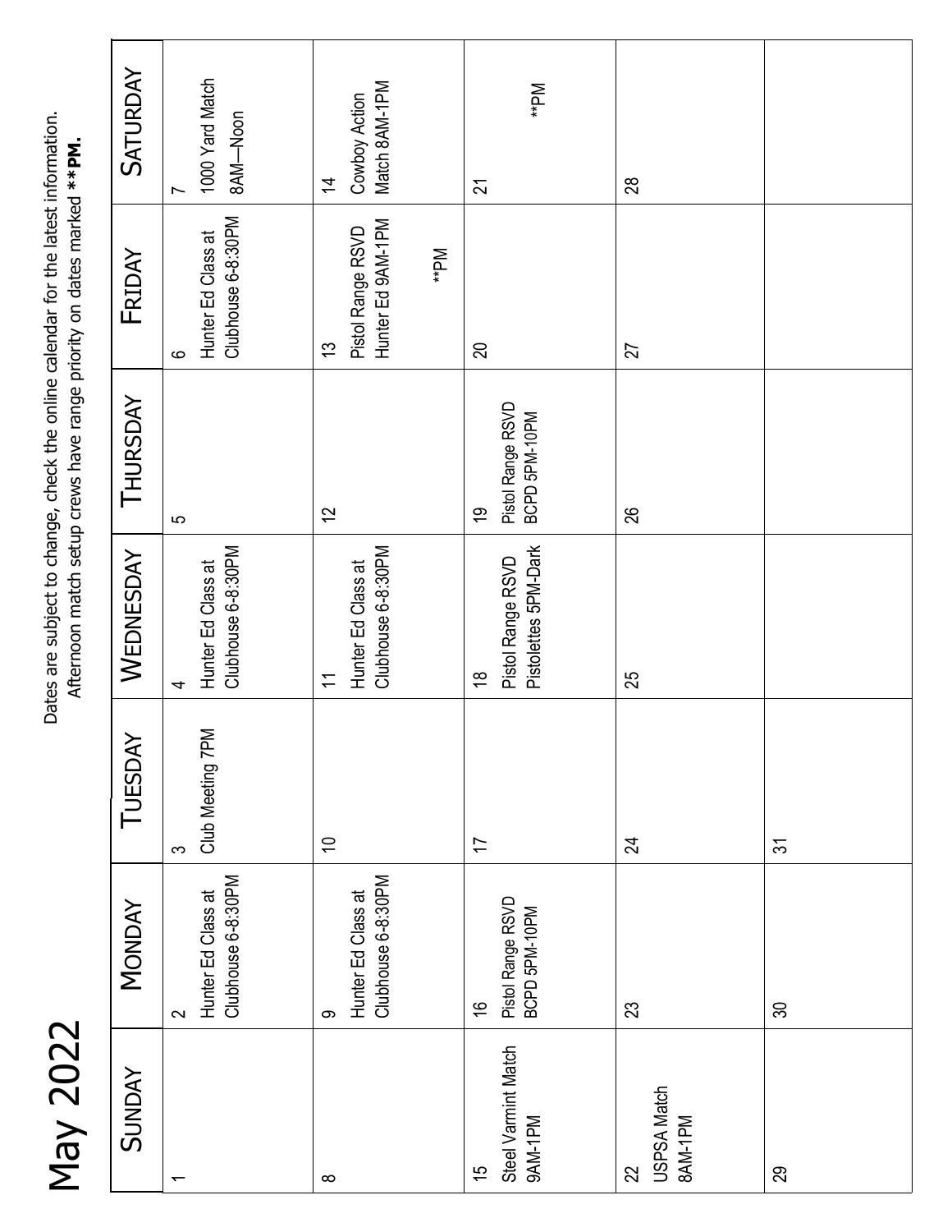# May 2022

Dates are subject to change, check the online calendar for the latest information.
Afternoon match setup crews have range priority on dates marked **\*\*PM.**

| SUNDAY | MONDAY | TUESDAY | WEDNESDAY | THURSDAY | FRIDAY | SATURDAY |
|---|---|---|---|---|---|---|
| 1 | 2<br>Hunter Ed Class at Clubhouse 6-8:30PM | 3<br>Club Meeting 7PM | 4<br>Hunter Ed Class at Clubhouse 6-8:30PM | 5 | 6<br>Hunter Ed Class at Clubhouse 6-8:30PM | 7<br>1000 Yard Match 8AM—Noon |
| 8 | 9<br>Hunter Ed Class at Clubhouse 6-8:30PM | 10 | 11<br>Hunter Ed Class at Clubhouse 6-8:30PM | 12 | 13<br>Pistol Range RSVD Hunter Ed 9AM-1PM<br>**PM | 14<br>Cowboy Action Match 8AM-1PM |
| 15<br>Steel Varmint Match 9AM-1PM | 16<br>Pistol Range RSVD BCPD 5PM-10PM | 17 | 18<br>Pistol Range RSVD Pistolettes 5PM-Dark | 19<br>Pistol Range RSVD BCPD 5PM-10PM | 20 | 21<br>**PM |
| 22<br>USPSA Match 8AM-1PM | 23 | 24 | 25 | 26 | 27 | 28 |
| 29 | 30 | 31 | | | | |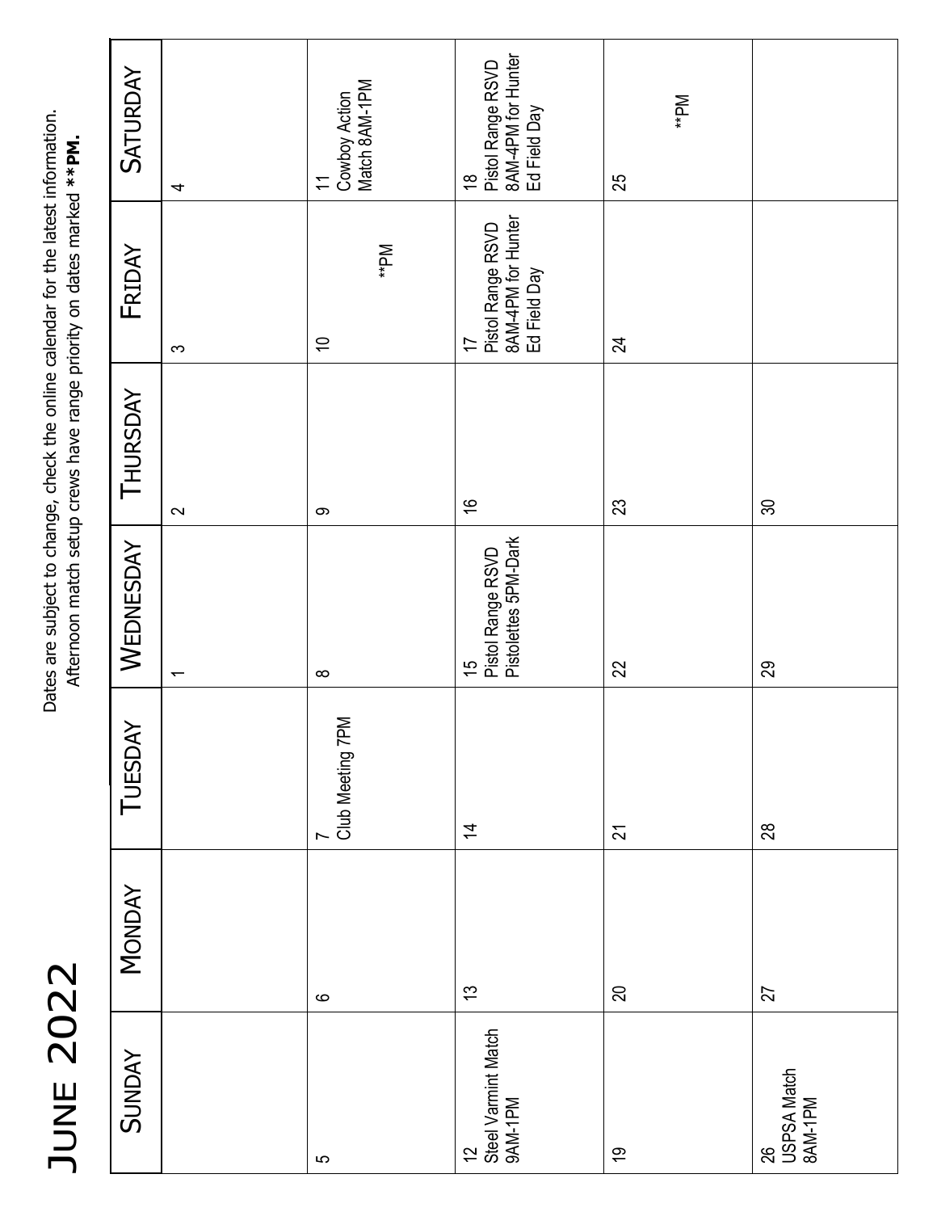# June 2022

Dates are subject to change, check the online calendar for the latest information.
Afternoon match setup crews have range priority on dates marked **\*\*PM.**

| Sunday | Monday | Tuesday | Wednesday | Thursday | Friday | Saturday |
|---|---|---|---|---|---|---|
| | | | 1 | 2 | 3 | 4 |
| 5 | 6 | 7 Club Meeting 7PM | 8 | 9 | 10 **PM | 11 Cowboy Action Match 8AM-1PM |
| 12 Steel Varmint Match 9AM-1PM | 13 | 14 | 15 Pistol Range RSVD Pistolettes 5PM-Dark | 16 | 17 Pistol Range RSVD 8AM-4PM for Hunter Ed Field Day | 18 Pistol Range RSVD 8AM-4PM for Hunter Ed Field Day |
| 19 | 20 | 21 | 22 | 23 | 24 | 25 **PM |
| 26 USPSA Match 8AM-1PM | 27 | 28 | 29 | 30 | | |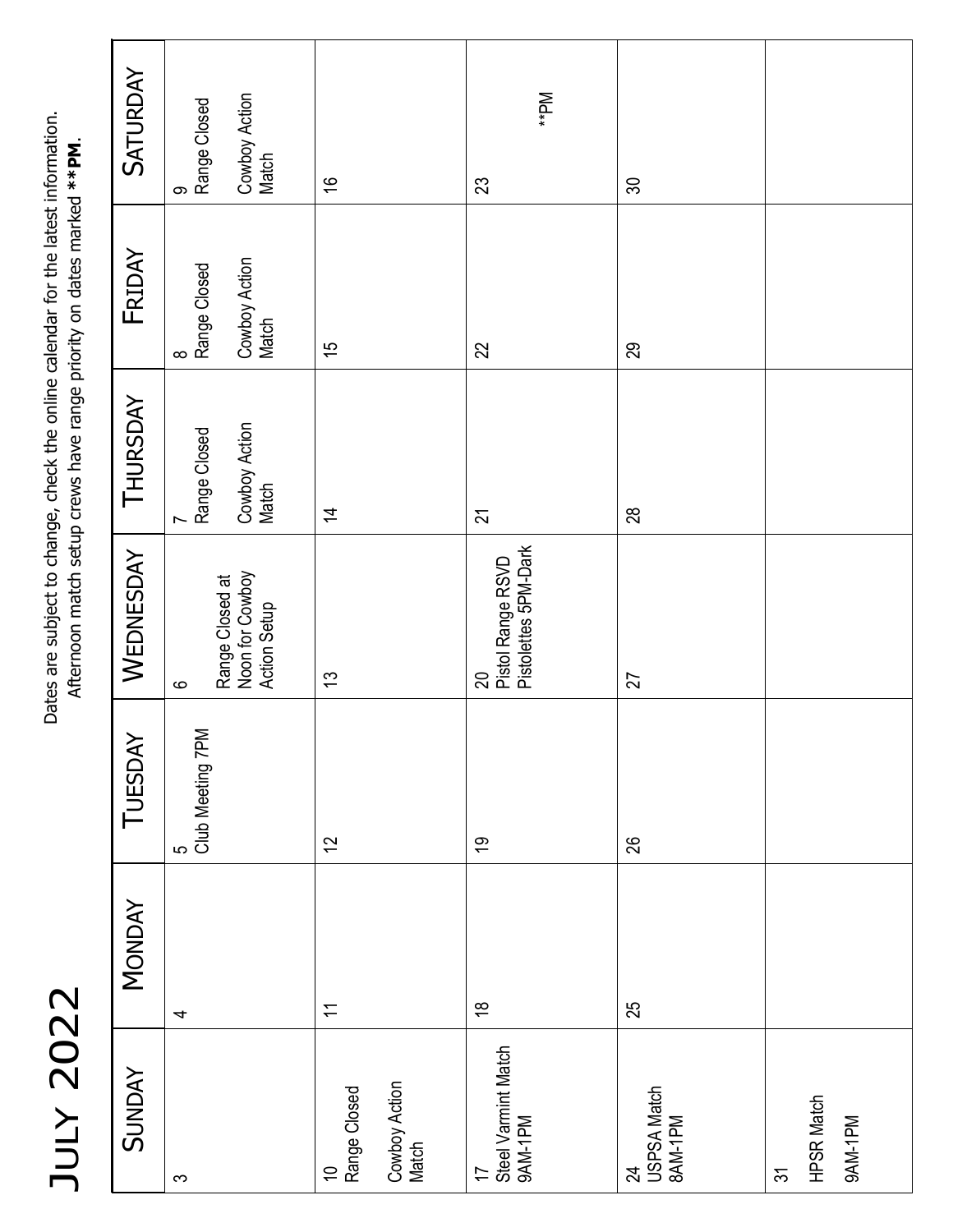# July 2022

Dates are subject to change, check the online calendar for the latest information.
Afternoon match setup crews have range priority on dates marked **\*\*PM**.

| Sunday | Monday | Tuesday | Wednesday | Thursday | Friday | Saturday |
|---|---|---|---|---|---|---|
| 3 | 4 | 5<br>Club Meeting 7PM | 6<br>Range Closed at Noon for Cowboy Action Setup | 7<br>Range Closed<br>Cowboy Action Match | 8<br>Range Closed<br>Cowboy Action Match | 9<br>Range Closed<br>Cowboy Action Match |
| 10<br>Range Closed<br>Cowboy Action Match | 11 | 12 | 13 | 14 | 15 | 16 |
| 17<br>Steel Varmint Match<br>9AM-1PM | 18 | 19 | 20<br>Pistol Range RSVD<br>Pistolettes 5PM-Dark | 21 | 22 | 23<br>\*\*PM |
| 24<br>USPSA Match<br>8AM-1PM | 25 | 26 | 27 | 28 | 29 | 30 |
| 31<br>HPSR Match<br>9AM-1PM | | | | | | |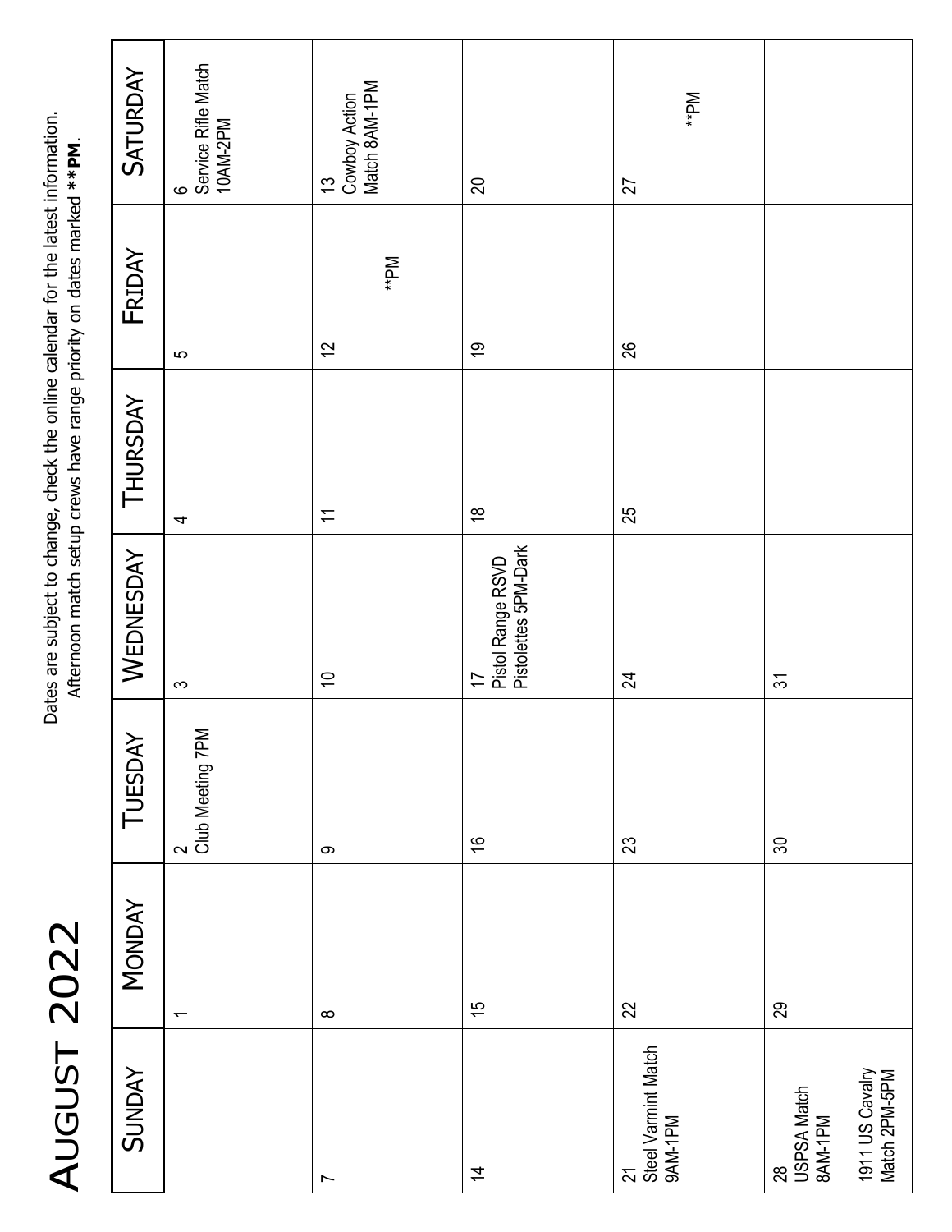# August 2022

Dates are subject to change, check the online calendar for the latest information.
Afternoon match setup crews have range priority on dates marked **\*\*PM**.

| Sunday | Monday | Tuesday | Wednesday | Thursday | Friday | Saturday |
|---|---|---|---|---|---|---|
| | 1 | 2<br>Club Meeting 7PM | 3 | 4 | 5 | 6<br>Service Rifle Match 10AM-2PM |
| 7 | 8 | 9 | 10 | 11 | 12<br>**PM | 13<br>Cowboy Action Match 8AM-1PM |
| 14 | 15 | 16 | 17<br>Pistol Range RSVD<br>Pistolettes 5PM-Dark | 18 | 19 | 20 |
| 21<br>Steel Varmint Match 9AM-1PM | 22 | 23 | 24 | 25 | 26 | 27<br>**PM |
| 28<br>USPSA Match 8AM-1PM<br><br>1911 US Cavalry Match 2PM-5PM | 29 | 30 | 31 | | | |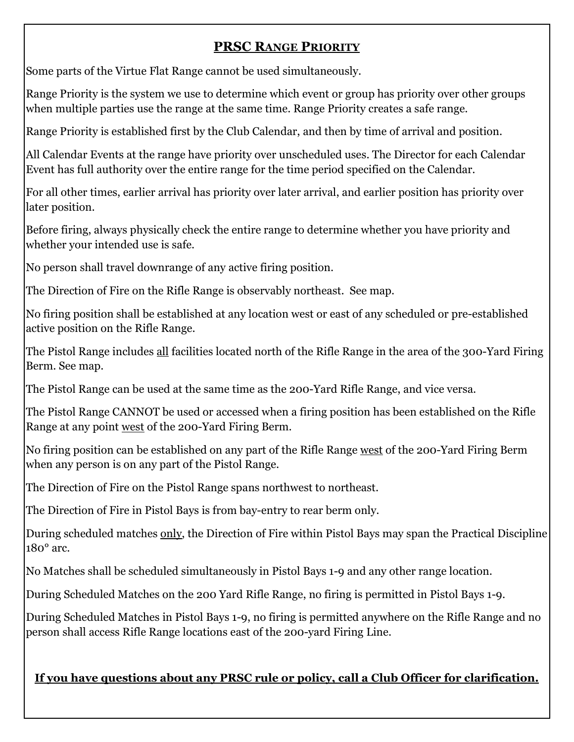## **PRSC RANGE PRIORITY**

Some parts of the Virtue Flat Range cannot be used simultaneously.

Range Priority is the system we use to determine which event or group has priority over other groups when multiple parties use the range at the same time. Range Priority creates a safe range.

Range Priority is established first by the Club Calendar, and then by time of arrival and position.

All Calendar Events at the range have priority over unscheduled uses. The Director for each Calendar Event has full authority over the entire range for the time period specified on the Calendar.

For all other times, earlier arrival has priority over later arrival, and earlier position has priority over later position.

Before firing, always physically check the entire range to determine whether you have priority and whether your intended use is safe.

No person shall travel downrange of any active firing position.

The Direction of Fire on the Rifle Range is observably northeast. See map.

No firing position shall be established at any location west or east of any scheduled or pre-established active position on the Rifle Range.

The Pistol Range includes <u>all</u> facilities located north of the Rifle Range in the area of the 300-Yard Firing Berm. See map.

The Pistol Range can be used at the same time as the 200-Yard Rifle Range, and vice versa.

The Pistol Range CANNOT be used or accessed when a firing position has been established on the Rifle Range at any point <u>west</u> of the 200-Yard Firing Berm.

No firing position can be established on any part of the Rifle Range <u>west</u> of the 200-Yard Firing Berm when any person is on any part of the Pistol Range.

The Direction of Fire on the Pistol Range spans northwest to northeast.

The Direction of Fire in Pistol Bays is from bay-entry to rear berm only.

During scheduled matches <u>only</u>, the Direction of Fire within Pistol Bays may span the Practical Discipline 180° arc.

No Matches shall be scheduled simultaneously in Pistol Bays 1-9 and any other range location.

During Scheduled Matches on the 200 Yard Rifle Range, no firing is permitted in Pistol Bays 1-9.

During Scheduled Matches in Pistol Bays 1-9, no firing is permitted anywhere on the Rifle Range and no person shall access Rifle Range locations east of the 200-yard Firing Line.

**<u>If you have questions about any PRSC rule or policy, call a Club Officer for clarification.</u>**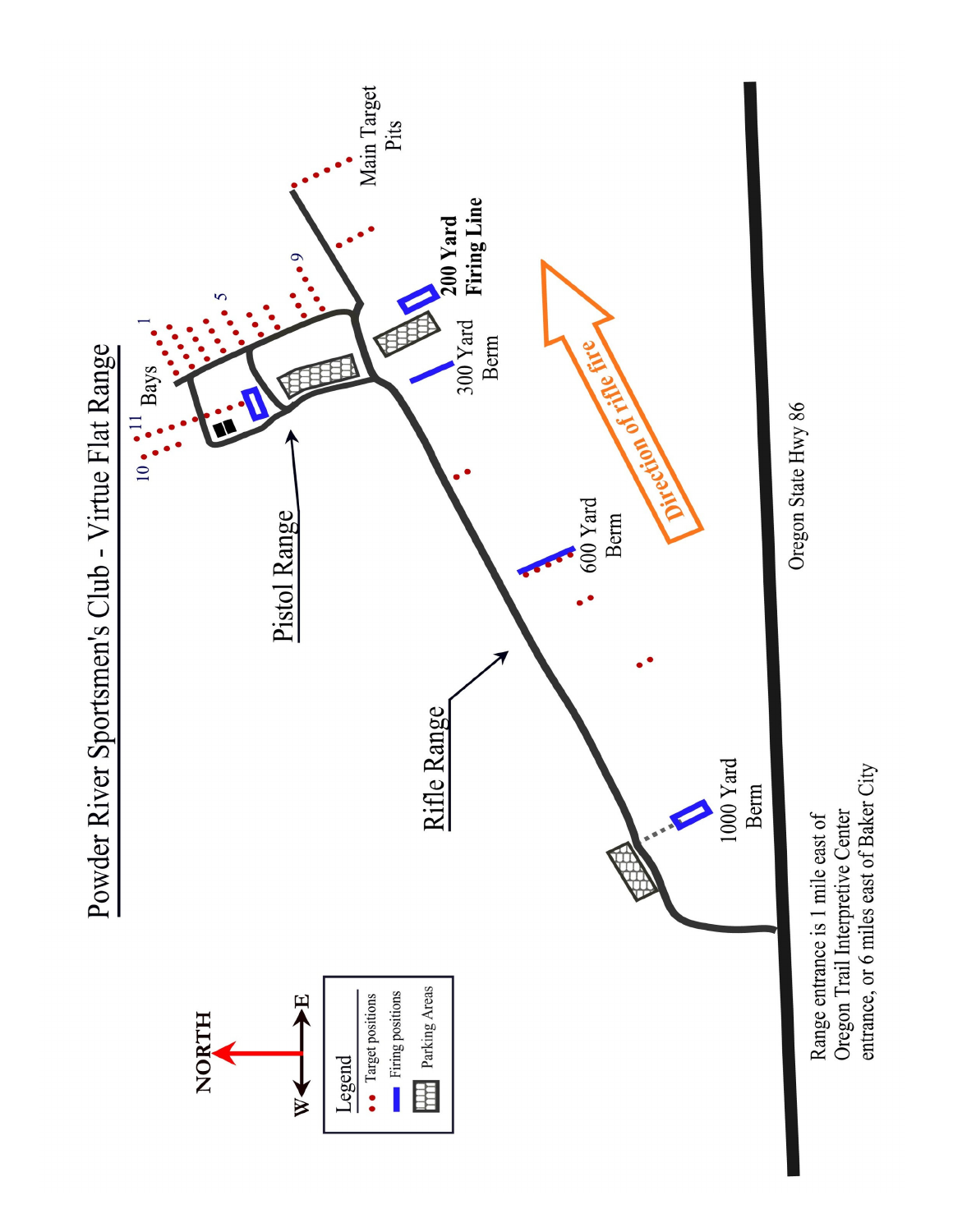# Powder River Sportsmen's Club - Virtue Flat Range

NORTH

W E

**Legend**

- Target positions
- Firing positions
- Parking Areas

Pistol Range

Rifle Range

Bays

1

5

9

10

11

Main Target Pits

**200 Yard Firing Line**

300 Yard Berm

600 Yard Berm

1000 Yard Berm

**Direction of rifle fire**

Oregon State Hwy 86

Range entrance is 1 mile east of Oregon Trail Interpretive Center entrance, or 6 miles east of Baker City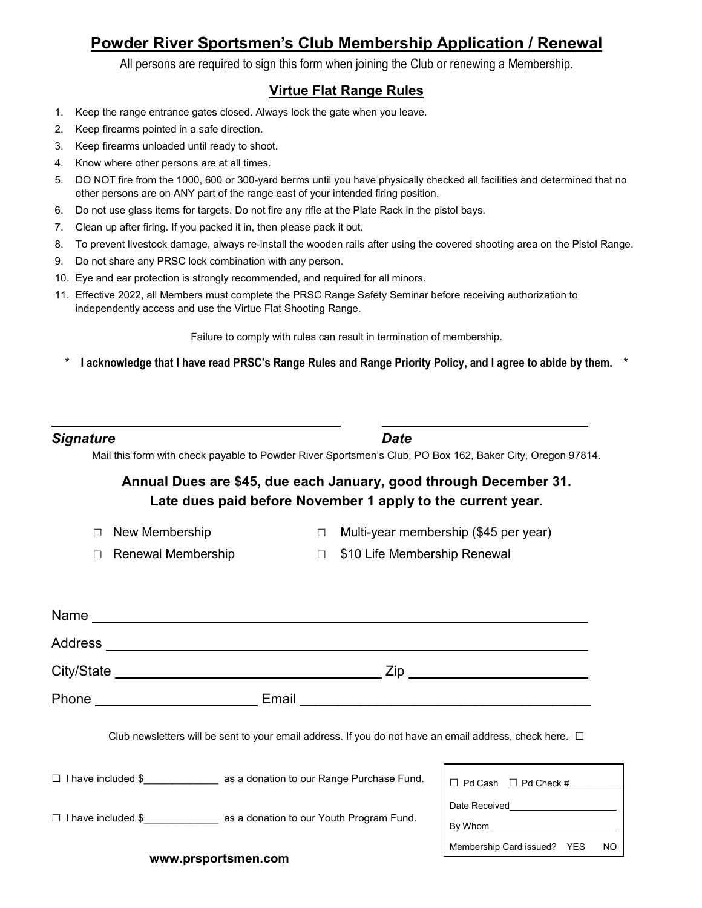# Powder River Sportsmen's Club Membership Application / Renewal

All persons are required to sign this form when joining the Club or renewing a Membership.

## Virtue Flat Range Rules

1. Keep the range entrance gates closed. Always lock the gate when you leave.
2. Keep firearms pointed in a safe direction.
3. Keep firearms unloaded until ready to shoot.
4. Know where other persons are at all times.
5. DO NOT fire from the 1000, 600 or 300-yard berms until you have physically checked all facilities and determined that no other persons are on ANY part of the range east of your intended firing position.
6. Do not use glass items for targets. Do not fire any rifle at the Plate Rack in the pistol bays.
7. Clean up after firing. If you packed it in, then please pack it out.
8. To prevent livestock damage, always re-install the wooden rails after using the covered shooting area on the Pistol Range.
9. Do not share any PRSC lock combination with any person.
10. Eye and ear protection is strongly recommended, and required for all minors.
11. Effective 2022, all Members must complete the PRSC Range Safety Seminar before receiving authorization to independently access and use the Virtue Flat Shooting Range.

Failure to comply with rules can result in termination of membership.

**\* I acknowledge that I have read PRSC's Range Rules and Range Priority Policy, and I agree to abide by them. \***

______________________________ ______________________

***Signature*** ***Date***

Mail this form with check payable to Powder River Sportsmen's Club, PO Box 162, Baker City, Oregon 97814.

**Annual Dues are $45, due each January, good through December 31.**
**Late dues paid before November 1 apply to the current year.**

☐ New Membership ☐ Multi-year membership ($45 per year)

☐ Renewal Membership ☐ $10 Life Membership Renewal

Name ____________________________________________

Address __________________________________________

City/State ___________________________ Zip ________________

Phone ________________ Email ____________________________

Club newsletters will be sent to your email address. If you do not have an email address, check here. ☐

☐ I have included $____________ as a donation to our Range Purchase Fund.

☐ I have included $____________ as a donation to our Youth Program Fund.

| ☐ Pd Cash ☐ Pd Check #_________ |
|---|
| Date Received___________________ |
| By Whom_______________________ |
| Membership Card issued? YES NO |

www.prsportsmen.com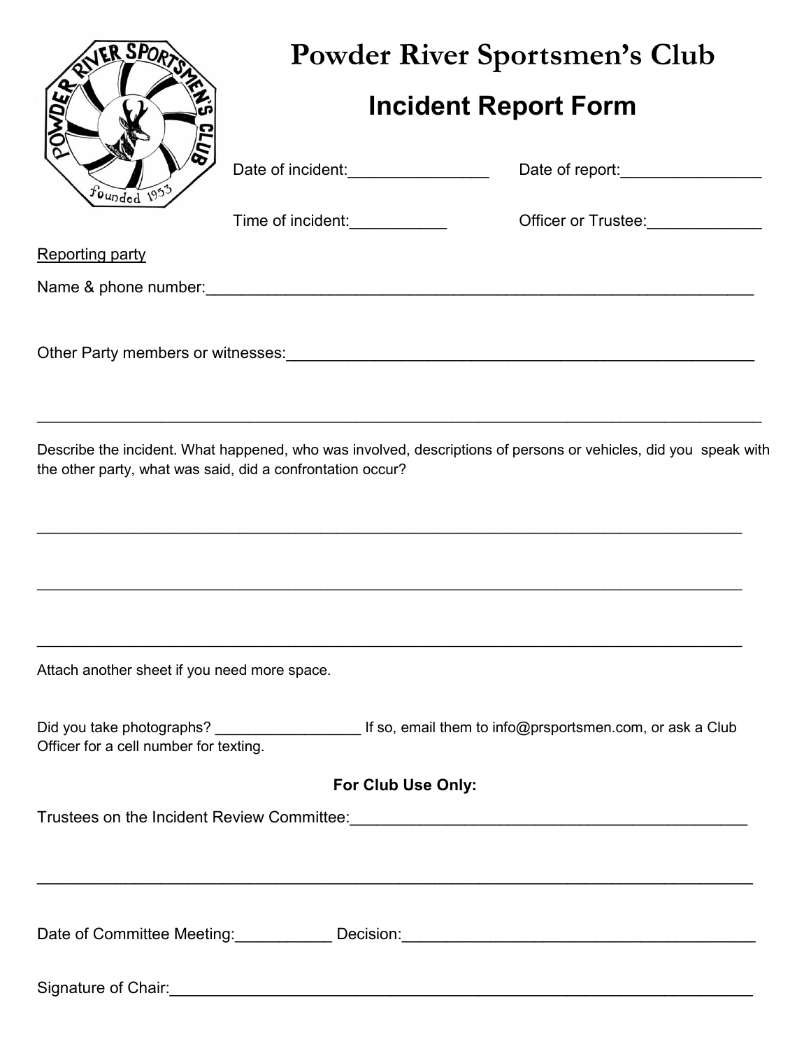# Powder River Sportsmen's Club

## Incident Report Form

Date of incident:________________ Date of report:________________

Time of incident:___________ Officer or Trustee:_____________

Reporting party

Name & phone number:_________________________________________________________________

Other Party members or witnesses:_______________________________________________________

______________________________________________________________________________________

Describe the incident. What happened, who was involved, descriptions of persons or vehicles, did you speak with the other party, what was said, did a confrontation occur?

______________________________________________________________________________________

______________________________________________________________________________________

______________________________________________________________________________________

Attach another sheet if you need more space.

Did you take photographs? __________________ If so, email them to info@prsportsmen.com, or ask a Club Officer for a cell number for texting.

**For Club Use Only:**

Trustees on the Incident Review Committee:_______________________________________________

______________________________________________________________________________________

Date of Committee Meeting:___________ Decision:__________________________________________

Signature of Chair:____________________________________________________________________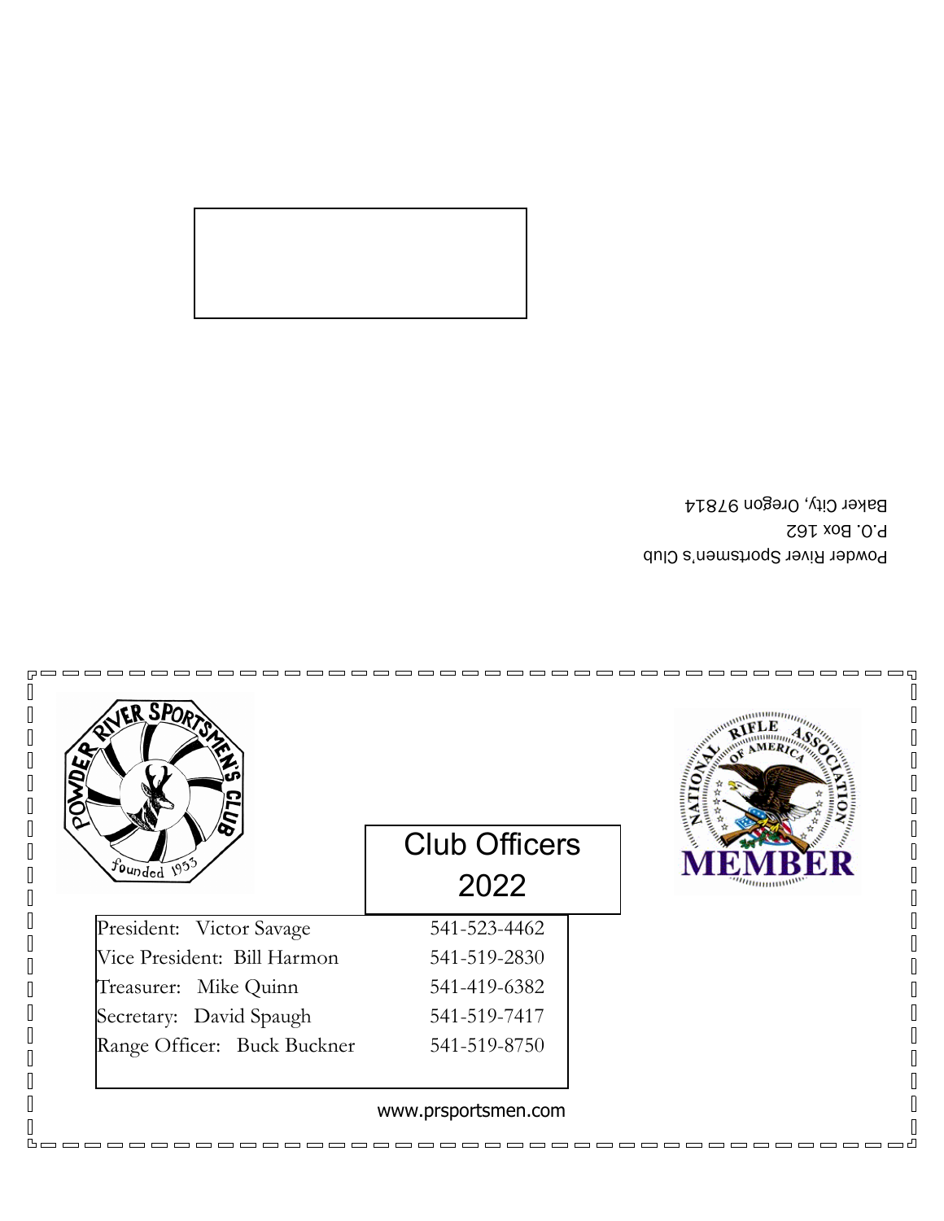Powder River Sportsmen's Club
P.O. Box 162
Baker City, Oregon 97814

POWDER RIVER SPORTSMEN'S CLUB
founded 1953

NATIONAL RIFLE ASSOCIATION OF AMERICA
MEMBER

## Club Officers 2022

| | |
|---|---|
| President: Victor Savage | 541-523-4462 |
| Vice President: Bill Harmon | 541-519-2830 |
| Treasurer: Mike Quinn | 541-419-6382 |
| Secretary: David Spaugh | 541-519-7417 |
| Range Officer: Buck Buckner | 541-519-8750 |

www.prsportsmen.com